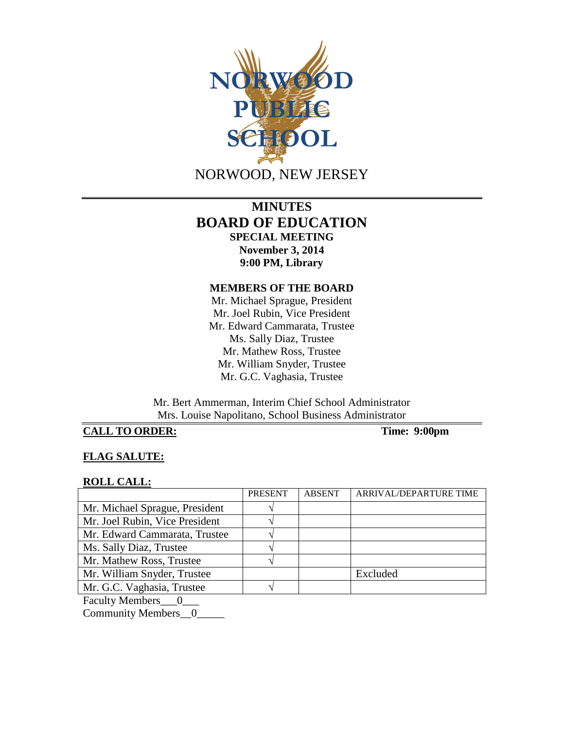NORWOOD PUBLIC SCHOOL

NORWOOD, NEW JERSEY

# MINUTES
# BOARD OF EDUCATION
## SPECIAL MEETING
**November 3, 2014**
**9:00 PM, Library**

### MEMBERS OF THE BOARD

Mr. Michael Sprague, President
Mr. Joel Rubin, Vice President
Mr. Edward Cammarata, Trustee
Ms. Sally Diaz, Trustee
Mr. Mathew Ross, Trustee
Mr. William Snyder, Trustee
Mr. G.C. Vaghasia, Trustee

Mr. Bert Ammerman, Interim Chief School Administrator
Mrs. Louise Napolitano, School Business Administrator

**CALL TO ORDER:** **Time: 9:00pm**

**FLAG SALUTE:**

**ROLL CALL:**

| | PRESENT | ABSENT | ARRIVAL/DEPARTURE TIME |
|---|---|---|---|
| Mr. Michael Sprague, President | √ | | |
| Mr. Joel Rubin, Vice President | √ | | |
| Mr. Edward Cammarata, Trustee | √ | | |
| Ms. Sally Diaz, Trustee | √ | | |
| Mr. Mathew Ross, Trustee | √ | | |
| Mr. William Snyder, Trustee | | | Excluded |
| Mr. G.C. Vaghasia, Trustee | √ | | |

Faculty Members\_\_\_0\_\_\_
Community Members\_\_0\_\_\_\_\_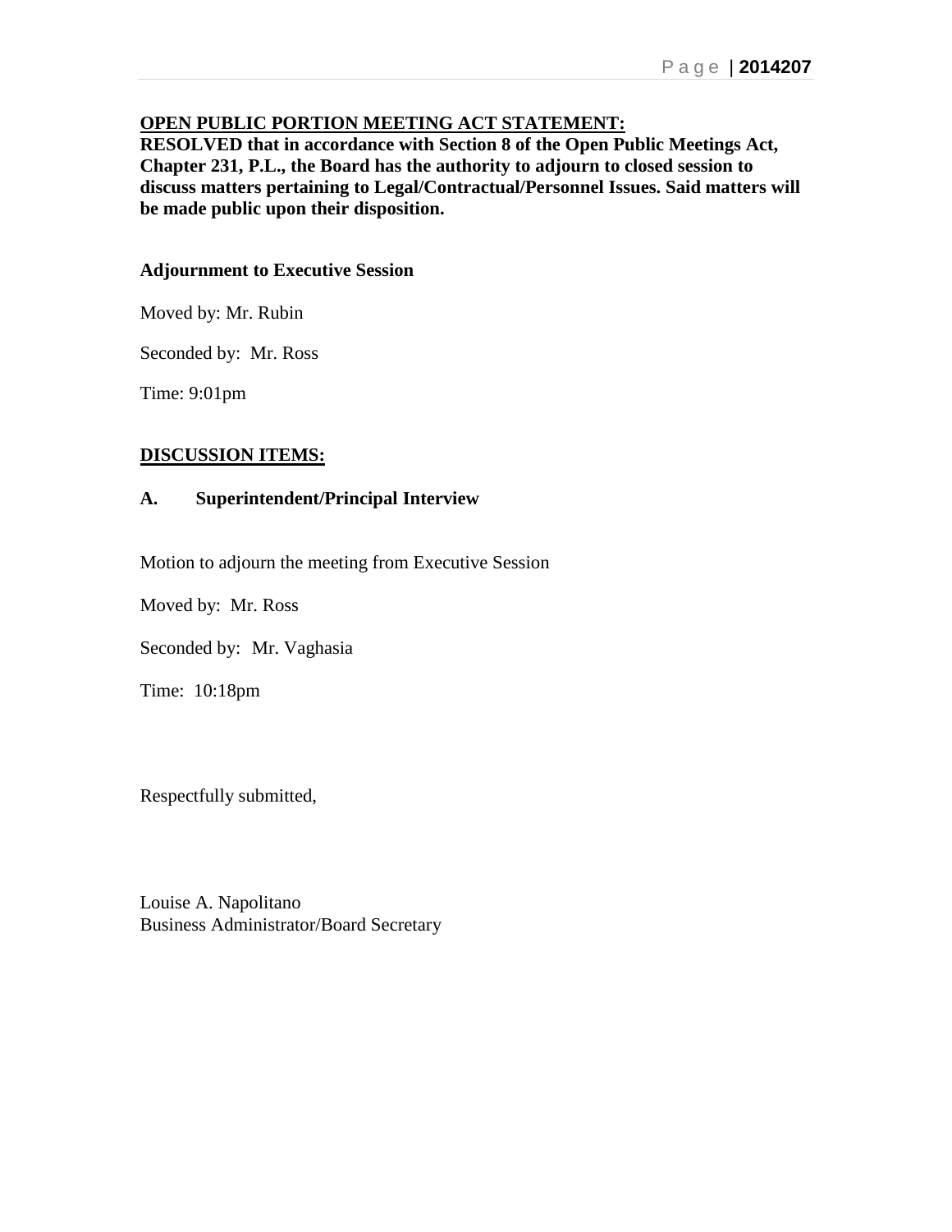**<u>OPEN PUBLIC PORTION MEETING ACT STATEMENT:</u>**
**RESOLVED that in accordance with Section 8 of the Open Public Meetings Act, Chapter 231, P.L., the Board has the authority to adjourn to closed session to discuss matters pertaining to Legal/Contractual/Personnel Issues. Said matters will be made public upon their disposition.**

**Adjournment to Executive Session**

Moved by: Mr. Rubin

Seconded by: Mr. Ross

Time: 9:01pm

**<u>DISCUSSION ITEMS:</u>**

**A. Superintendent/Principal Interview**

Motion to adjourn the meeting from Executive Session

Moved by: Mr. Ross

Seconded by: Mr. Vaghasia

Time: 10:18pm

Respectfully submitted,

Louise A. Napolitano
Business Administrator/Board Secretary